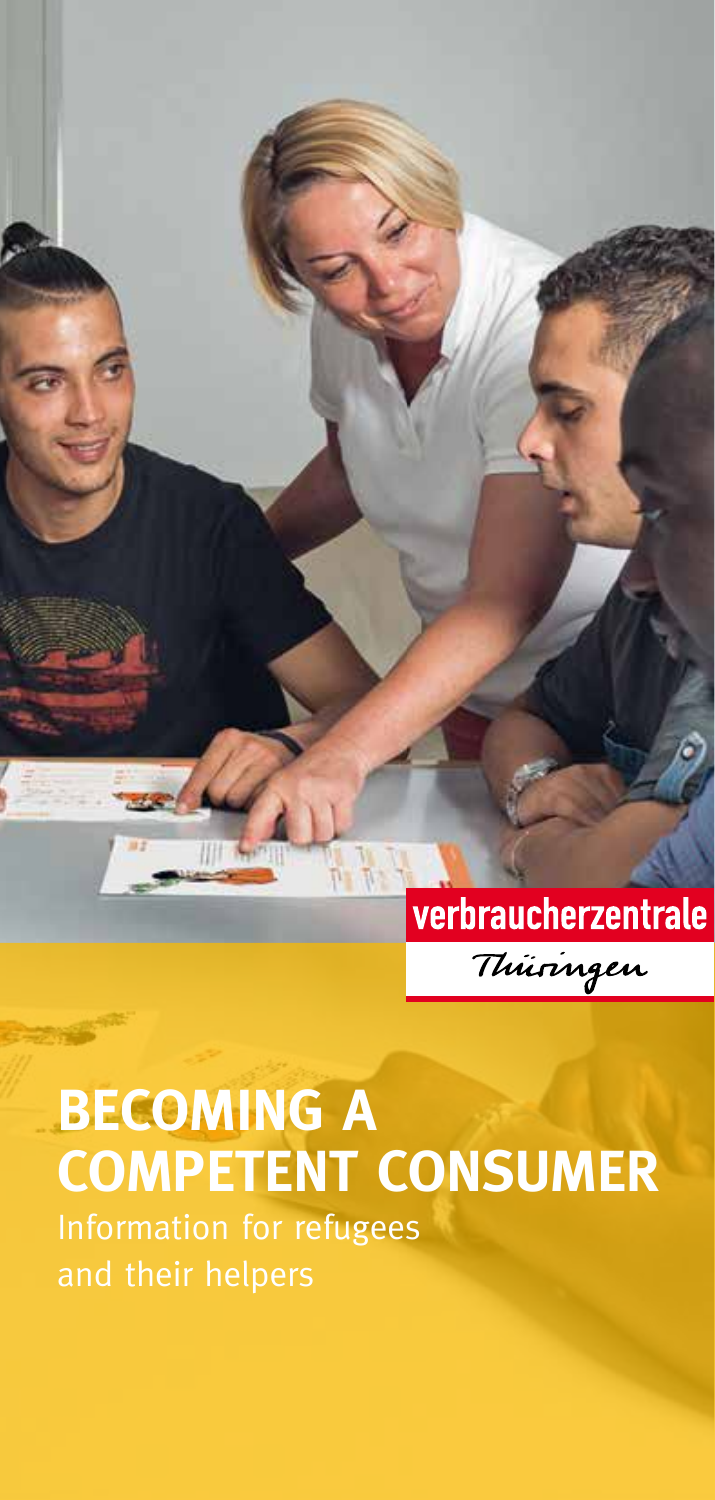verbraucherzentrale

Thüringen

# BECOMING A COMPETENT CONSUMER

Information for refugees and their helpers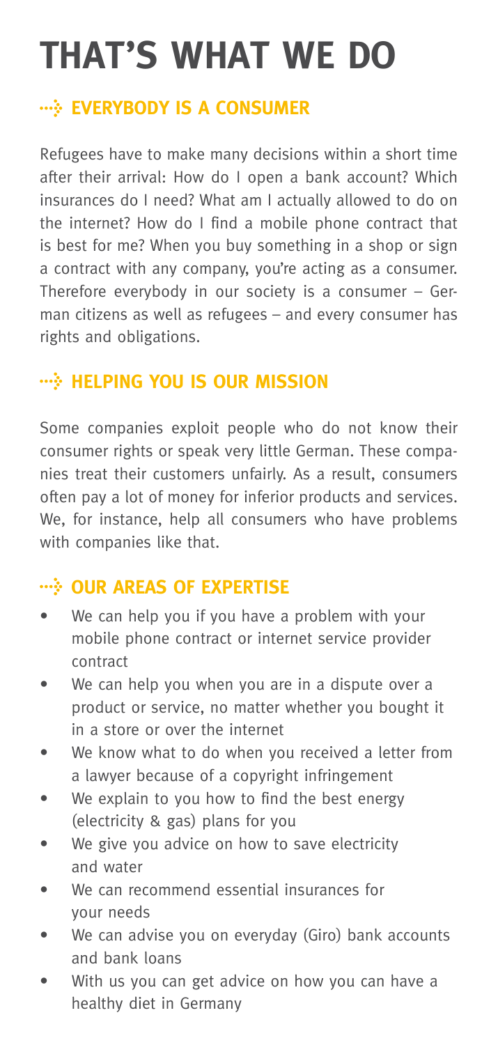# THAT'S WHAT WE DO

## EVERYBODY IS A CONSUMER

Refugees have to make many decisions within a short time after their arrival: How do I open a bank account? Which insurances do I need? What am I actually allowed to do on the internet? How do I find a mobile phone contract that is best for me? When you buy something in a shop or sign a contract with any company, you're acting as a consumer. Therefore everybody in our society is a consumer – German citizens as well as refugees – and every consumer has rights and obligations.

## HELPING YOU IS OUR MISSION

Some companies exploit people who do not know their consumer rights or speak very little German. These companies treat their customers unfairly. As a result, consumers often pay a lot of money for inferior products and services. We, for instance, help all consumers who have problems with companies like that.

## OUR AREAS OF EXPERTISE

- We can help you if you have a problem with your mobile phone contract or internet service provider contract
- We can help you when you are in a dispute over a product or service, no matter whether you bought it in a store or over the internet
- We know what to do when you received a letter from a lawyer because of a copyright infringement
- We explain to you how to find the best energy (electricity & gas) plans for you
- We give you advice on how to save electricity and water
- We can recommend essential insurances for your needs
- We can advise you on everyday (Giro) bank accounts and bank loans
- With us you can get advice on how you can have a healthy diet in Germany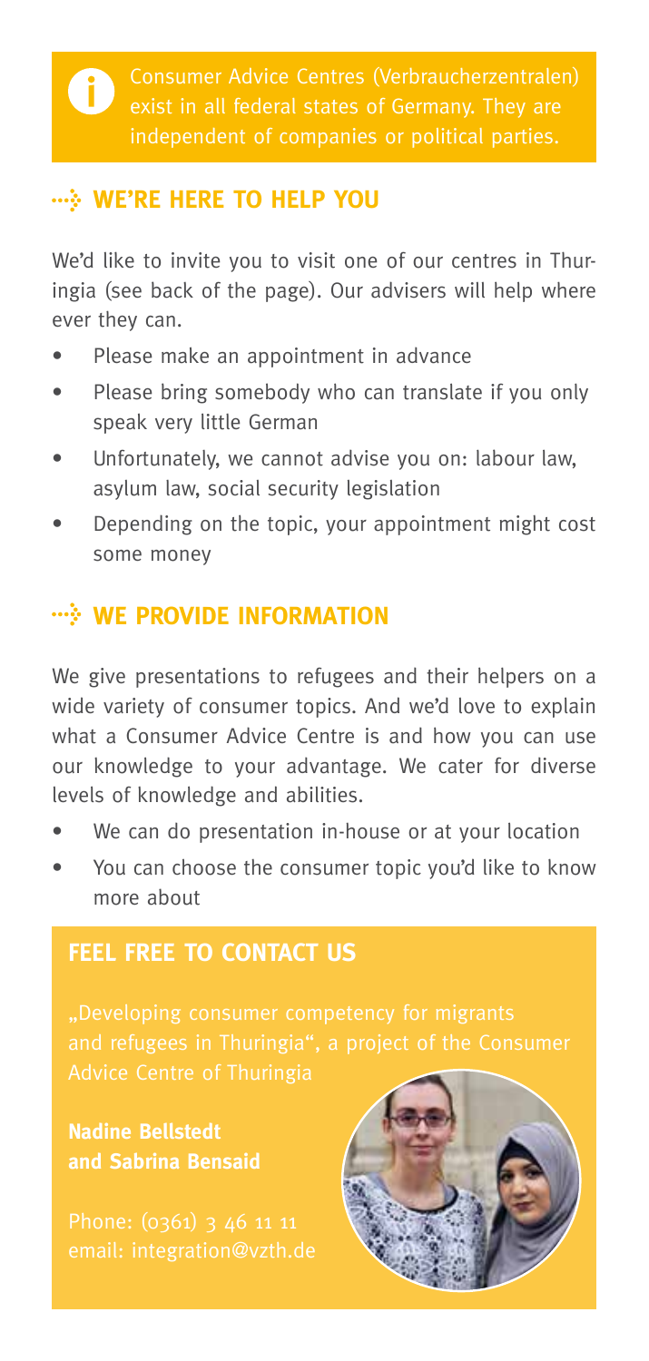Consumer Advice Centres (Verbraucherzentralen) exist in all federal states of Germany. They are independent of companies or political parties.

## WE'RE HERE TO HELP YOU

We'd like to invite you to visit one of our centres in Thuringia (see back of the page). Our advisers will help where ever they can.

- Please make an appointment in advance
- Please bring somebody who can translate if you only speak very little German
- Unfortunately, we cannot advise you on: labour law, asylum law, social security legislation
- Depending on the topic, your appointment might cost some money

## WE PROVIDE INFORMATION

We give presentations to refugees and their helpers on a wide variety of consumer topics. And we'd love to explain what a Consumer Advice Centre is and how you can use our knowledge to your advantage. We cater for diverse levels of knowledge and abilities.

- We can do presentation in-house or at your location
- You can choose the consumer topic you'd like to know more about

## FEEL FREE TO CONTACT US

„Developing consumer competency for migrants and refugees in Thuringia", a project of the Consumer Advice Centre of Thuringia

**Nadine Bellstedt and Sabrina Bensaid**

Phone: (0361) 3 46 11 11
email: integration@vzth.de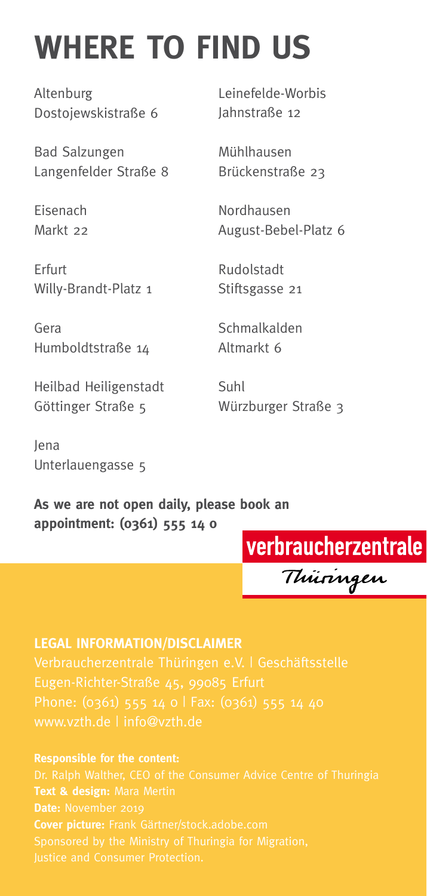# WHERE TO FIND US

Altenburg
Dostojewskistraße 6

Bad Salzungen
Langenfelder Straße 8

Eisenach
Markt 22

Erfurt
Willy-Brandt-Platz 1

Gera
Humboldtstraße 14

Heilbad Heiligenstadt
Göttinger Straße 5

Jena
Unterlauengasse 5

Leinefelde-Worbis
Jahnstraße 12

Mühlhausen
Brückenstraße 23

Nordhausen
August-Bebel-Platz 6

Rudolstadt
Stiftsgasse 21

Schmalkalden
Altmarkt 6

Suhl
Würzburger Straße 3

**As we are not open daily, please book an appointment: (0361) 555 14 0**

verbraucherzentrale
Thüringen

## LEGAL INFORMATION/DISCLAIMER

Verbraucherzentrale Thüringen e.V. | Geschäftsstelle
Eugen-Richter-Straße 45, 99085 Erfurt
Phone: (0361) 555 14 0 | Fax: (0361) 555 14 40
www.vzth.de | info@vzth.de

**Responsible for the content:**
Dr. Ralph Walther, CEO of the Consumer Advice Centre of Thuringia
**Text & design:** Mara Mertin
**Date:** November 2019
**Cover picture:** Frank Gärtner/stock.adobe.com
Sponsored by the Ministry of Thuringia for Migration, Justice and Consumer Protection.